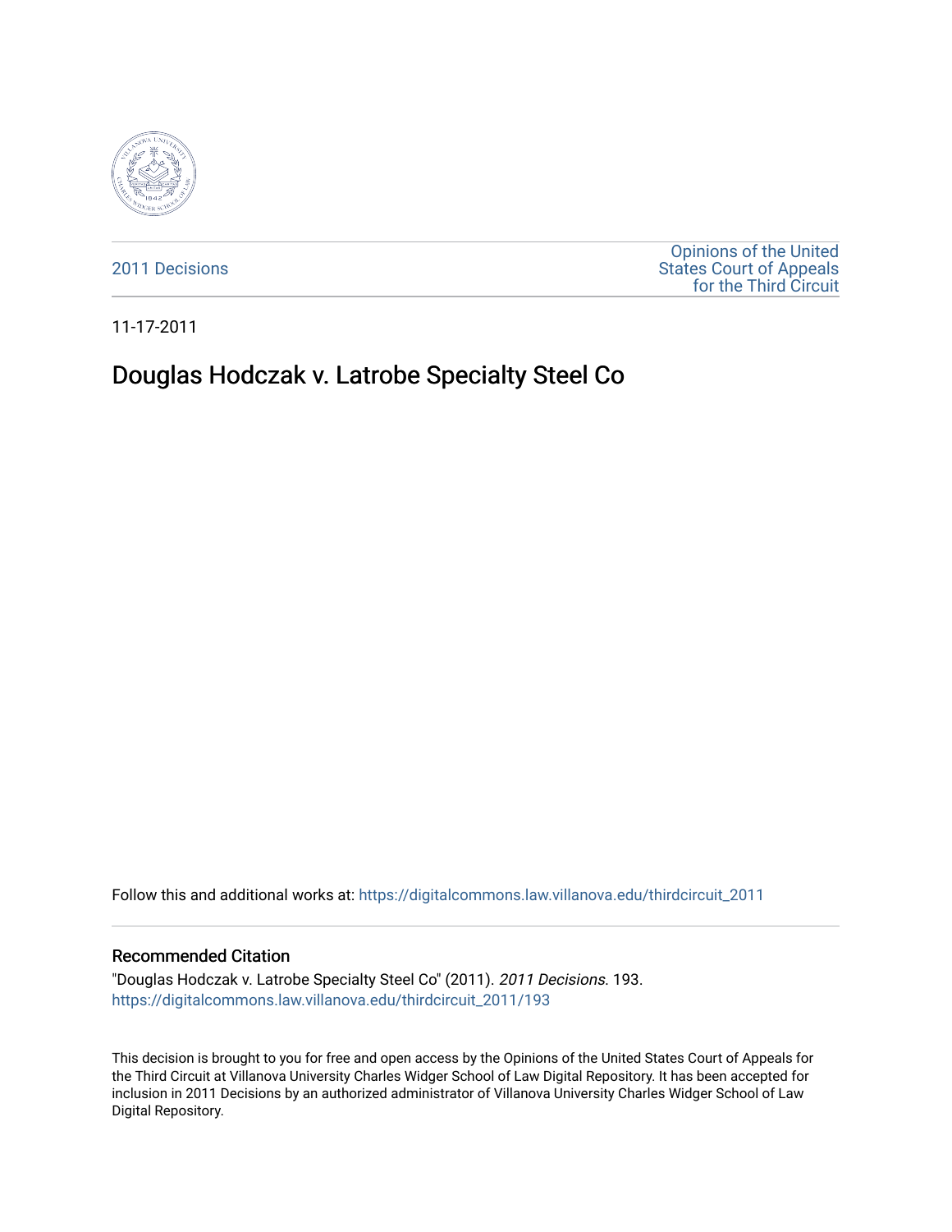2011 Decisions

Opinions of the United States Court of Appeals for the Third Circuit

11-17-2011

# Douglas Hodczak v. Latrobe Specialty Steel Co

Follow this and additional works at: https://digitalcommons.law.villanova.edu/thirdcircuit_2011

## Recommended Citation

"Douglas Hodczak v. Latrobe Specialty Steel Co" (2011). *2011 Decisions*. 193.
https://digitalcommons.law.villanova.edu/thirdcircuit_2011/193

This decision is brought to you for free and open access by the Opinions of the United States Court of Appeals for the Third Circuit at Villanova University Charles Widger School of Law Digital Repository. It has been accepted for inclusion in 2011 Decisions by an authorized administrator of Villanova University Charles Widger School of Law Digital Repository.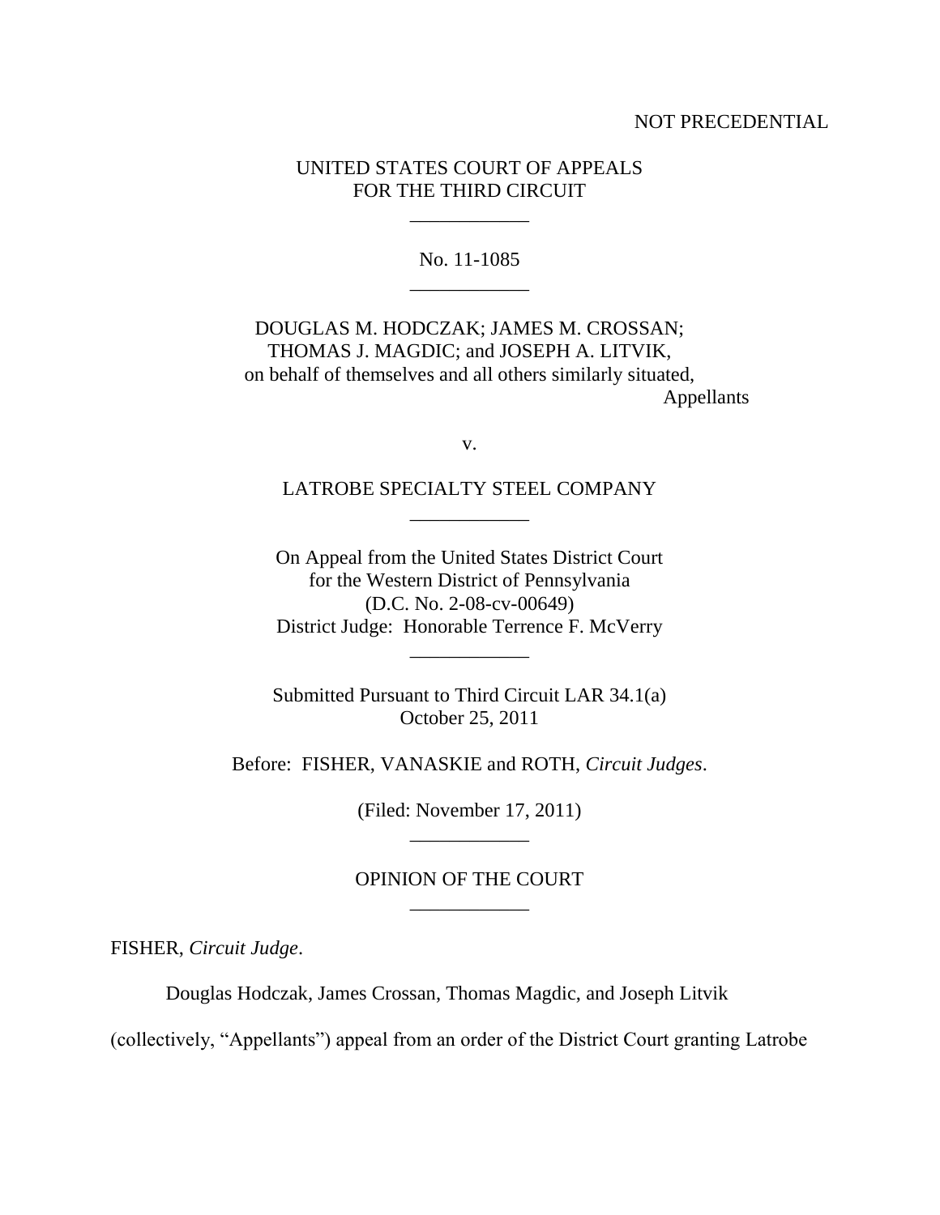NOT PRECEDENTIAL

UNITED STATES COURT OF APPEALS
FOR THE THIRD CIRCUIT

\_\_\_\_\_\_\_\_\_\_\_\_

No. 11-1085

\_\_\_\_\_\_\_\_\_\_\_\_

DOUGLAS M. HODCZAK; JAMES M. CROSSAN;
THOMAS J. MAGDIC; and JOSEPH A. LITVIK,
on behalf of themselves and all others similarly situated,
Appellants

v.

LATROBE SPECIALTY STEEL COMPANY

\_\_\_\_\_\_\_\_\_\_\_\_

On Appeal from the United States District Court
for the Western District of Pennsylvania
(D.C. No. 2-08-cv-00649)
District Judge: Honorable Terrence F. McVerry

\_\_\_\_\_\_\_\_\_\_\_\_

Submitted Pursuant to Third Circuit LAR 34.1(a)
October 25, 2011

Before: FISHER, VANASKIE and ROTH, *Circuit Judges*.

(Filed: November 17, 2011)

\_\_\_\_\_\_\_\_\_\_\_\_

OPINION OF THE COURT

\_\_\_\_\_\_\_\_\_\_\_\_

FISHER, *Circuit Judge*.

Douglas Hodczak, James Crossan, Thomas Magdic, and Joseph Litvik (collectively, "Appellants") appeal from an order of the District Court granting Latrobe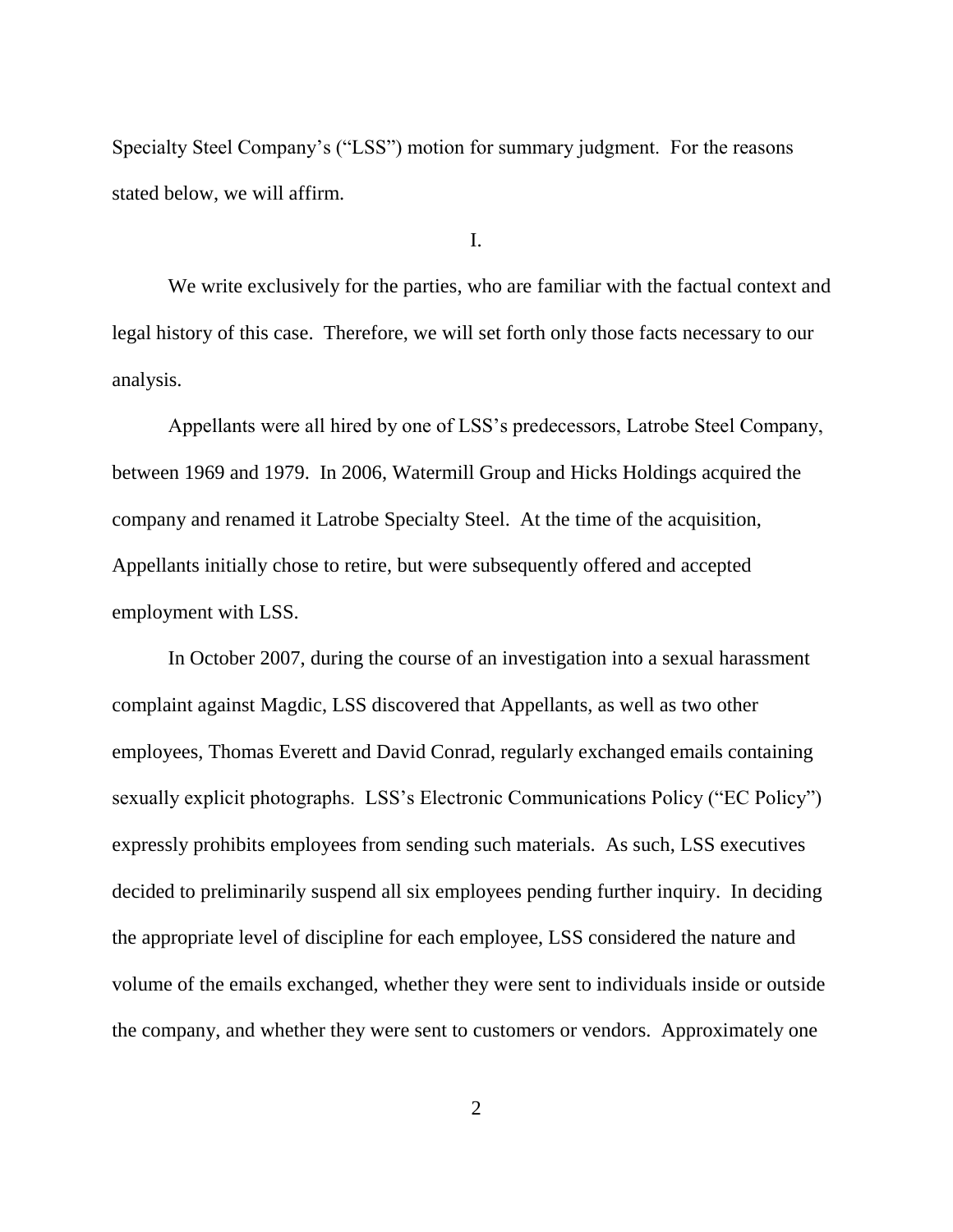Specialty Steel Company's ("LSS") motion for summary judgment. For the reasons stated below, we will affirm.

I.

We write exclusively for the parties, who are familiar with the factual context and legal history of this case. Therefore, we will set forth only those facts necessary to our analysis.

Appellants were all hired by one of LSS's predecessors, Latrobe Steel Company, between 1969 and 1979. In 2006, Watermill Group and Hicks Holdings acquired the company and renamed it Latrobe Specialty Steel. At the time of the acquisition, Appellants initially chose to retire, but were subsequently offered and accepted employment with LSS.

In October 2007, during the course of an investigation into a sexual harassment complaint against Magdic, LSS discovered that Appellants, as well as two other employees, Thomas Everett and David Conrad, regularly exchanged emails containing sexually explicit photographs. LSS's Electronic Communications Policy ("EC Policy") expressly prohibits employees from sending such materials. As such, LSS executives decided to preliminarily suspend all six employees pending further inquiry. In deciding the appropriate level of discipline for each employee, LSS considered the nature and volume of the emails exchanged, whether they were sent to individuals inside or outside the company, and whether they were sent to customers or vendors. Approximately one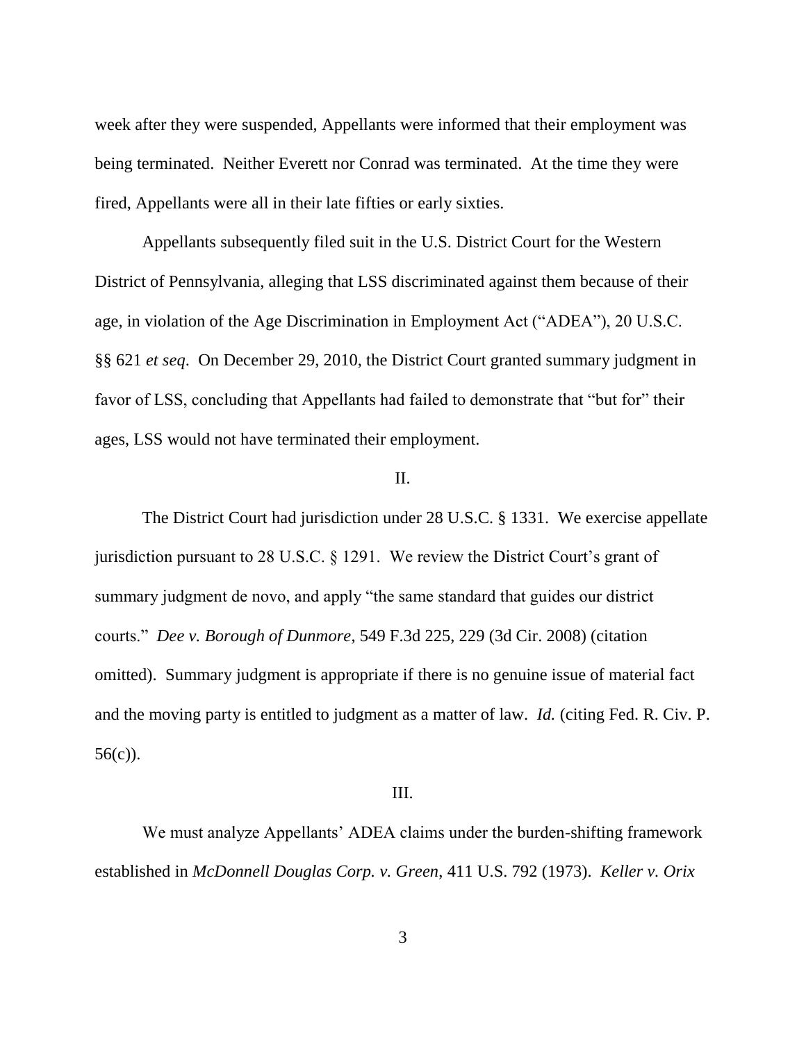week after they were suspended, Appellants were informed that their employment was being terminated. Neither Everett nor Conrad was terminated. At the time they were fired, Appellants were all in their late fifties or early sixties.

Appellants subsequently filed suit in the U.S. District Court for the Western District of Pennsylvania, alleging that LSS discriminated against them because of their age, in violation of the Age Discrimination in Employment Act ("ADEA"), 20 U.S.C. §§ 621 *et seq*. On December 29, 2010, the District Court granted summary judgment in favor of LSS, concluding that Appellants had failed to demonstrate that "but for" their ages, LSS would not have terminated their employment.

## II.

The District Court had jurisdiction under 28 U.S.C. § 1331. We exercise appellate jurisdiction pursuant to 28 U.S.C. § 1291. We review the District Court's grant of summary judgment de novo, and apply "the same standard that guides our district courts." *Dee v. Borough of Dunmore*, 549 F.3d 225, 229 (3d Cir. 2008) (citation omitted). Summary judgment is appropriate if there is no genuine issue of material fact and the moving party is entitled to judgment as a matter of law. *Id.* (citing Fed. R. Civ. P. 56(c)).

## III.

We must analyze Appellants' ADEA claims under the burden-shifting framework established in *McDonnell Douglas Corp. v. Green*, 411 U.S. 792 (1973). *Keller v. Orix*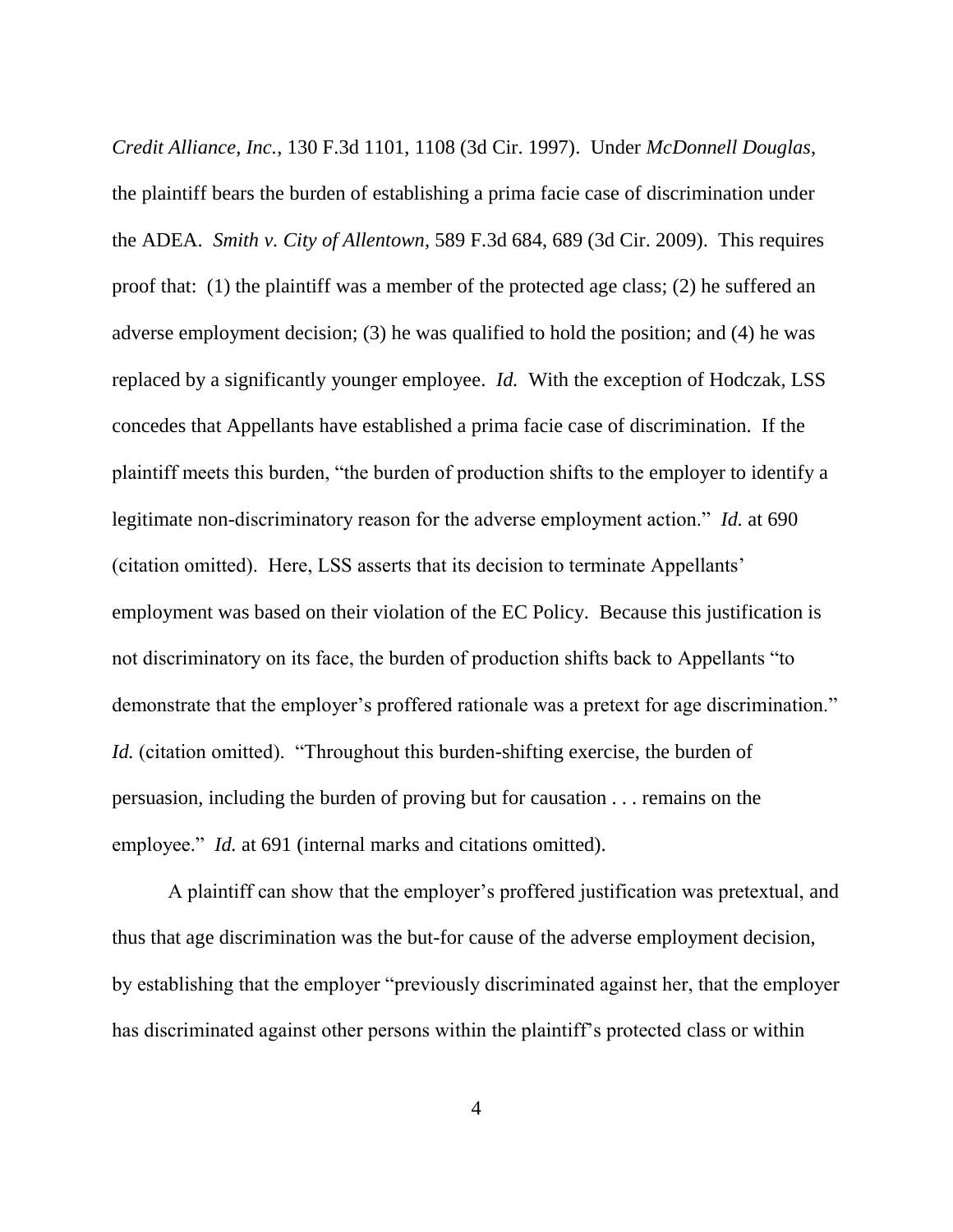*Credit Alliance, Inc.*, 130 F.3d 1101, 1108 (3d Cir. 1997). Under *McDonnell Douglas*, the plaintiff bears the burden of establishing a prima facie case of discrimination under the ADEA. *Smith v. City of Allentown*, 589 F.3d 684, 689 (3d Cir. 2009). This requires proof that: (1) the plaintiff was a member of the protected age class; (2) he suffered an adverse employment decision; (3) he was qualified to hold the position; and (4) he was replaced by a significantly younger employee. *Id.* With the exception of Hodczak, LSS concedes that Appellants have established a prima facie case of discrimination. If the plaintiff meets this burden, "the burden of production shifts to the employer to identify a legitimate non-discriminatory reason for the adverse employment action." *Id.* at 690 (citation omitted). Here, LSS asserts that its decision to terminate Appellants' employment was based on their violation of the EC Policy. Because this justification is not discriminatory on its face, the burden of production shifts back to Appellants "to demonstrate that the employer's proffered rationale was a pretext for age discrimination." *Id.* (citation omitted). "Throughout this burden-shifting exercise, the burden of persuasion, including the burden of proving but for causation . . . remains on the employee." *Id.* at 691 (internal marks and citations omitted).

A plaintiff can show that the employer's proffered justification was pretextual, and thus that age discrimination was the but-for cause of the adverse employment decision, by establishing that the employer "previously discriminated against her, that the employer has discriminated against other persons within the plaintiff's protected class or within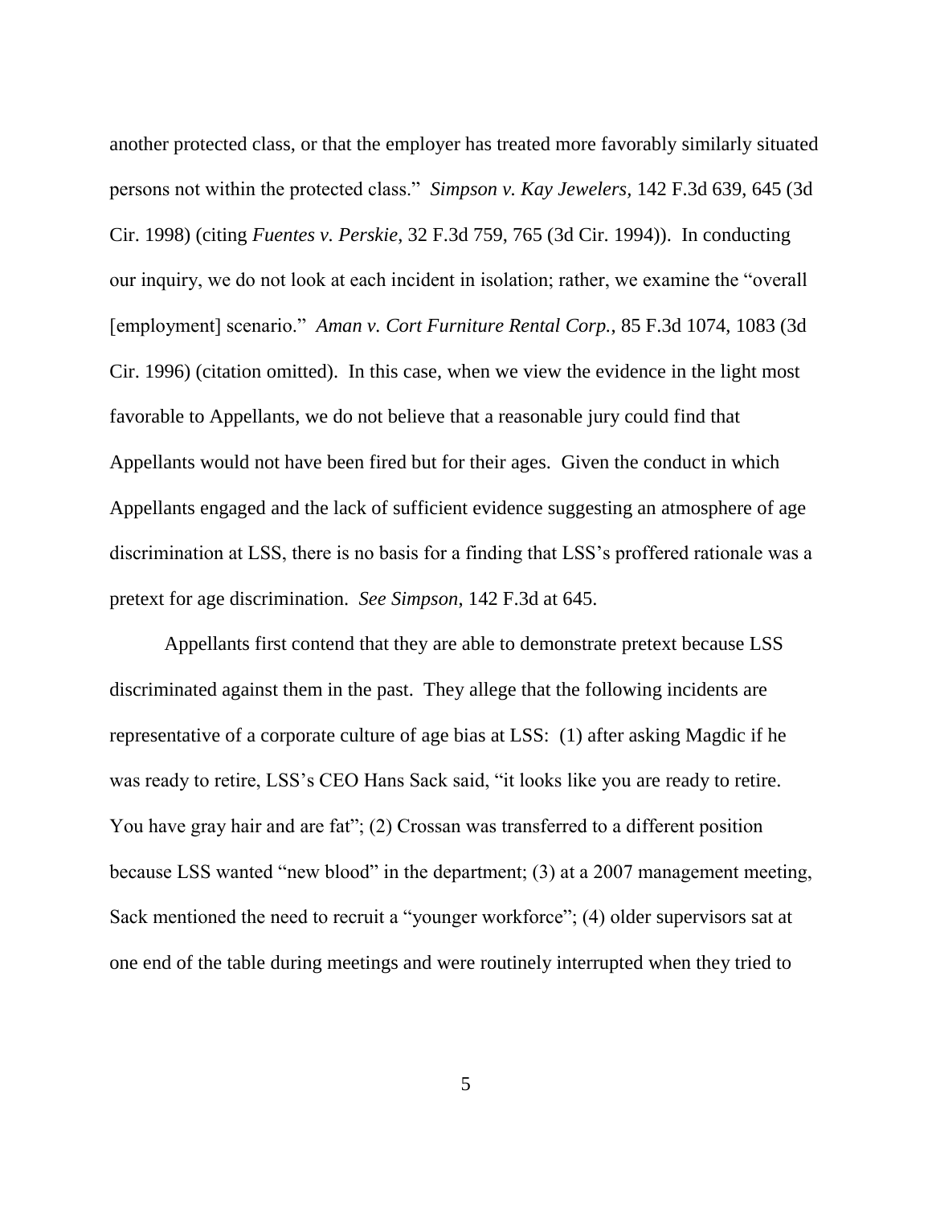another protected class, or that the employer has treated more favorably similarly situated persons not within the protected class." *Simpson v. Kay Jewelers*, 142 F.3d 639, 645 (3d Cir. 1998) (citing *Fuentes v. Perskie*, 32 F.3d 759, 765 (3d Cir. 1994)). In conducting our inquiry, we do not look at each incident in isolation; rather, we examine the "overall [employment] scenario." *Aman v. Cort Furniture Rental Corp.*, 85 F.3d 1074, 1083 (3d Cir. 1996) (citation omitted). In this case, when we view the evidence in the light most favorable to Appellants, we do not believe that a reasonable jury could find that Appellants would not have been fired but for their ages. Given the conduct in which Appellants engaged and the lack of sufficient evidence suggesting an atmosphere of age discrimination at LSS, there is no basis for a finding that LSS's proffered rationale was a pretext for age discrimination. *See Simpson*, 142 F.3d at 645.

Appellants first contend that they are able to demonstrate pretext because LSS discriminated against them in the past. They allege that the following incidents are representative of a corporate culture of age bias at LSS: (1) after asking Magdic if he was ready to retire, LSS's CEO Hans Sack said, "it looks like you are ready to retire. You have gray hair and are fat"; (2) Crossan was transferred to a different position because LSS wanted "new blood" in the department; (3) at a 2007 management meeting, Sack mentioned the need to recruit a "younger workforce"; (4) older supervisors sat at one end of the table during meetings and were routinely interrupted when they tried to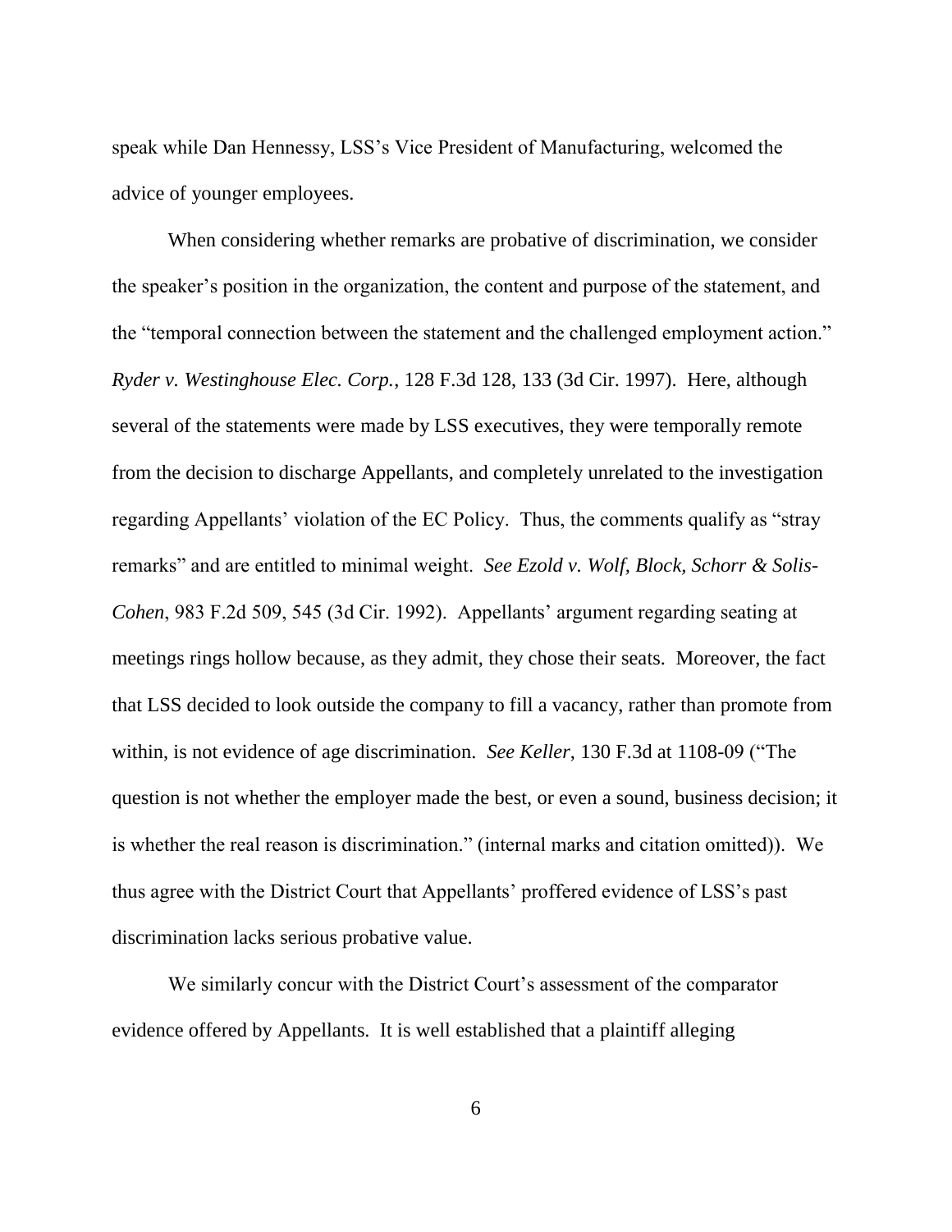speak while Dan Hennessy, LSS's Vice President of Manufacturing, welcomed the advice of younger employees.

When considering whether remarks are probative of discrimination, we consider the speaker's position in the organization, the content and purpose of the statement, and the "temporal connection between the statement and the challenged employment action." *Ryder v. Westinghouse Elec. Corp.*, 128 F.3d 128, 133 (3d Cir. 1997). Here, although several of the statements were made by LSS executives, they were temporally remote from the decision to discharge Appellants, and completely unrelated to the investigation regarding Appellants' violation of the EC Policy. Thus, the comments qualify as "stray remarks" and are entitled to minimal weight. *See Ezold v. Wolf, Block, Schorr & Solis-Cohen*, 983 F.2d 509, 545 (3d Cir. 1992). Appellants' argument regarding seating at meetings rings hollow because, as they admit, they chose their seats. Moreover, the fact that LSS decided to look outside the company to fill a vacancy, rather than promote from within, is not evidence of age discrimination. *See Keller*, 130 F.3d at 1108-09 ("The question is not whether the employer made the best, or even a sound, business decision; it is whether the real reason is discrimination." (internal marks and citation omitted)). We thus agree with the District Court that Appellants' proffered evidence of LSS's past discrimination lacks serious probative value.

We similarly concur with the District Court's assessment of the comparator evidence offered by Appellants. It is well established that a plaintiff alleging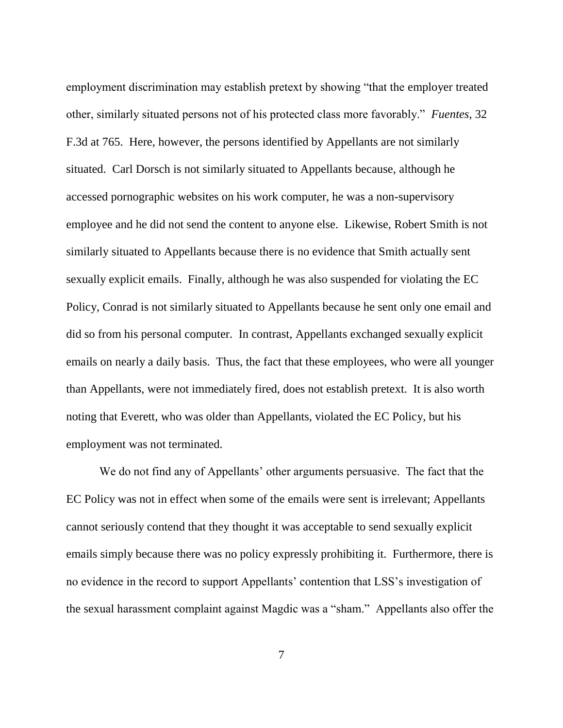employment discrimination may establish pretext by showing "that the employer treated other, similarly situated persons not of his protected class more favorably." *Fuentes*, 32 F.3d at 765. Here, however, the persons identified by Appellants are not similarly situated. Carl Dorsch is not similarly situated to Appellants because, although he accessed pornographic websites on his work computer, he was a non-supervisory employee and he did not send the content to anyone else. Likewise, Robert Smith is not similarly situated to Appellants because there is no evidence that Smith actually sent sexually explicit emails. Finally, although he was also suspended for violating the EC Policy, Conrad is not similarly situated to Appellants because he sent only one email and did so from his personal computer. In contrast, Appellants exchanged sexually explicit emails on nearly a daily basis. Thus, the fact that these employees, who were all younger than Appellants, were not immediately fired, does not establish pretext. It is also worth noting that Everett, who was older than Appellants, violated the EC Policy, but his employment was not terminated.

We do not find any of Appellants' other arguments persuasive. The fact that the EC Policy was not in effect when some of the emails were sent is irrelevant; Appellants cannot seriously contend that they thought it was acceptable to send sexually explicit emails simply because there was no policy expressly prohibiting it. Furthermore, there is no evidence in the record to support Appellants' contention that LSS's investigation of the sexual harassment complaint against Magdic was a "sham." Appellants also offer the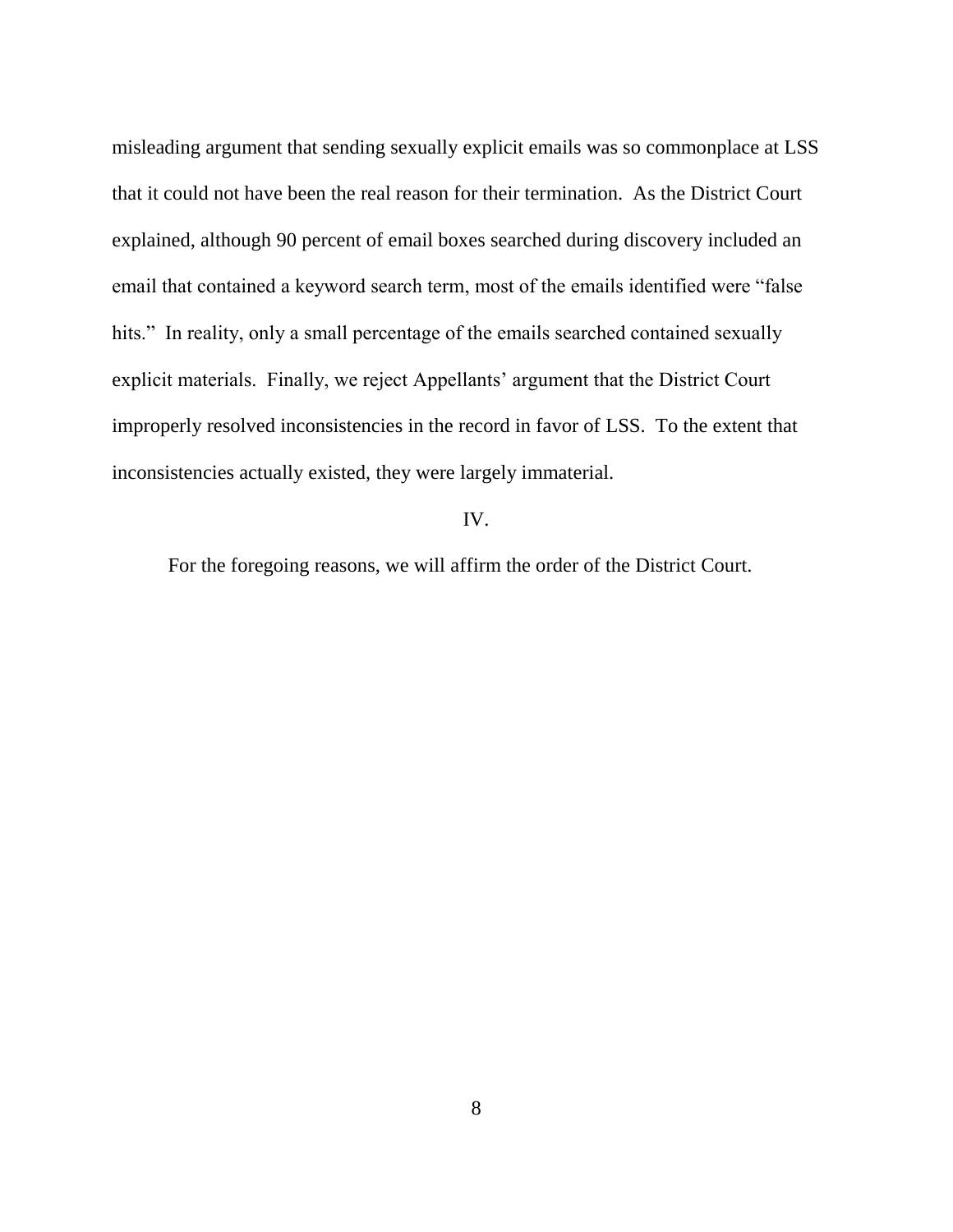misleading argument that sending sexually explicit emails was so commonplace at LSS that it could not have been the real reason for their termination. As the District Court explained, although 90 percent of email boxes searched during discovery included an email that contained a keyword search term, most of the emails identified were "false hits." In reality, only a small percentage of the emails searched contained sexually explicit materials. Finally, we reject Appellants' argument that the District Court improperly resolved inconsistencies in the record in favor of LSS. To the extent that inconsistencies actually existed, they were largely immaterial.

## IV.

For the foregoing reasons, we will affirm the order of the District Court.